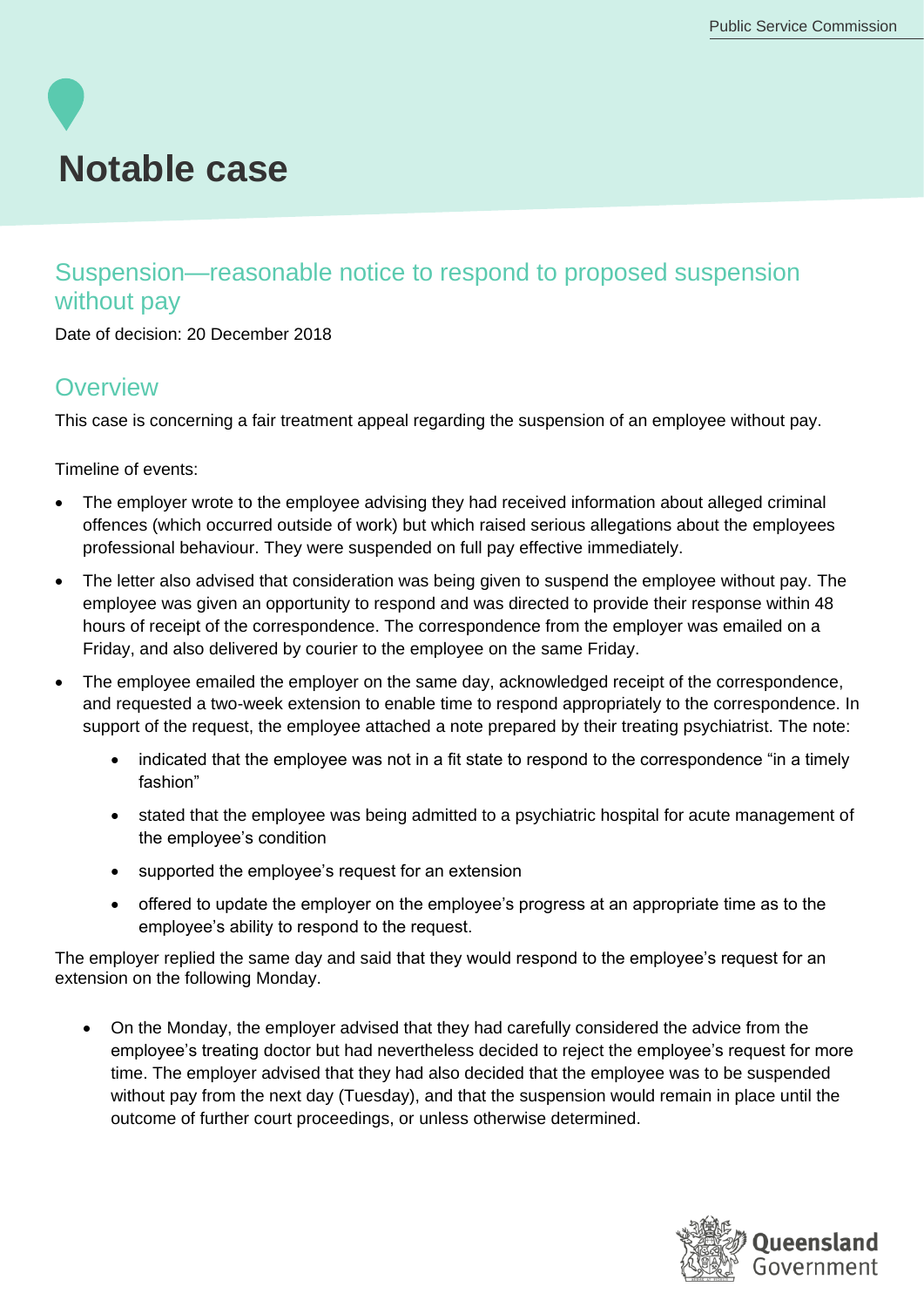# Notable case

## Suspension—reasonable notice to respond to proposed suspension without pay

Date of decision: 20 December 2018

## Overview

This case is concerning a fair treatment appeal regarding the suspension of an employee without pay.

Timeline of events:

- The employer wrote to the employee advising they had received information about alleged criminal offences (which occurred outside of work) but which raised serious allegations about the employees professional behaviour. They were suspended on full pay effective immediately.
- The letter also advised that consideration was being given to suspend the employee without pay. The employee was given an opportunity to respond and was directed to provide their response within 48 hours of receipt of the correspondence. The correspondence from the employer was emailed on a Friday, and also delivered by courier to the employee on the same Friday.
- The employee emailed the employer on the same day, acknowledged receipt of the correspondence, and requested a two-week extension to enable time to respond appropriately to the correspondence. In support of the request, the employee attached a note prepared by their treating psychiatrist. The note:
    - indicated that the employee was not in a fit state to respond to the correspondence "in a timely fashion"
    - stated that the employee was being admitted to a psychiatric hospital for acute management of the employee's condition
    - supported the employee's request for an extension
    - offered to update the employer on the employee's progress at an appropriate time as to the employee's ability to respond to the request.

The employer replied the same day and said that they would respond to the employee's request for an extension on the following Monday.

- On the Monday, the employer advised that they had carefully considered the advice from the employee's treating doctor but had nevertheless decided to reject the employee's request for more time. The employer advised that they had also decided that the employee was to be suspended without pay from the next day (Tuesday), and that the suspension would remain in place until the outcome of further court proceedings, or unless otherwise determined.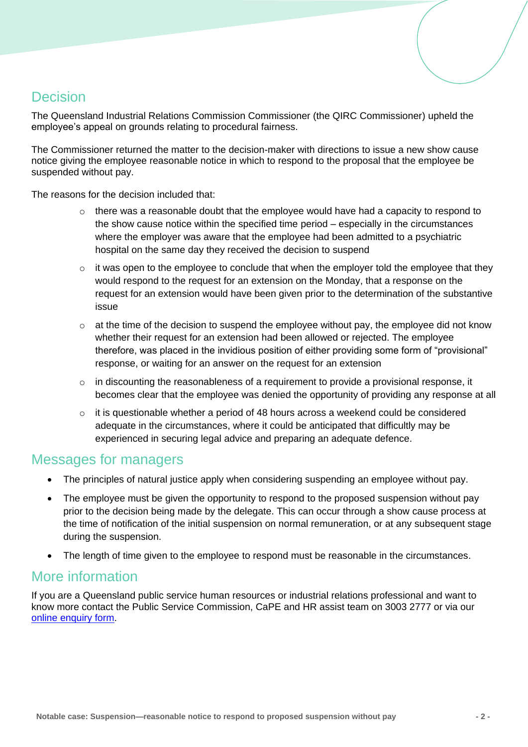## Decision

The Queensland Industrial Relations Commission Commissioner (the QIRC Commissioner) upheld the employee's appeal on grounds relating to procedural fairness.

The Commissioner returned the matter to the decision-maker with directions to issue a new show cause notice giving the employee reasonable notice in which to respond to the proposal that the employee be suspended without pay.

The reasons for the decision included that:

- there was a reasonable doubt that the employee would have had a capacity to respond to the show cause notice within the specified time period – especially in the circumstances where the employer was aware that the employee had been admitted to a psychiatric hospital on the same day they received the decision to suspend
- it was open to the employee to conclude that when the employer told the employee that they would respond to the request for an extension on the Monday, that a response on the request for an extension would have been given prior to the determination of the substantive issue
- at the time of the decision to suspend the employee without pay, the employee did not know whether their request for an extension had been allowed or rejected. The employee therefore, was placed in the invidious position of either providing some form of "provisional" response, or waiting for an answer on the request for an extension
- in discounting the reasonableness of a requirement to provide a provisional response, it becomes clear that the employee was denied the opportunity of providing any response at all
- it is questionable whether a period of 48 hours across a weekend could be considered adequate in the circumstances, where it could be anticipated that difficultly may be experienced in securing legal advice and preparing an adequate defence.

## Messages for managers

- The principles of natural justice apply when considering suspending an employee without pay.
- The employee must be given the opportunity to respond to the proposed suspension without pay prior to the decision being made by the delegate. This can occur through a show cause process at the time of notification of the initial suspension on normal remuneration, or at any subsequent stage during the suspension.
- The length of time given to the employee to respond must be reasonable in the circumstances.

## More information

If you are a Queensland public service human resources or industrial relations professional and want to know more contact the Public Service Commission, CaPE and HR assist team on 3003 2777 or via our online enquiry form.